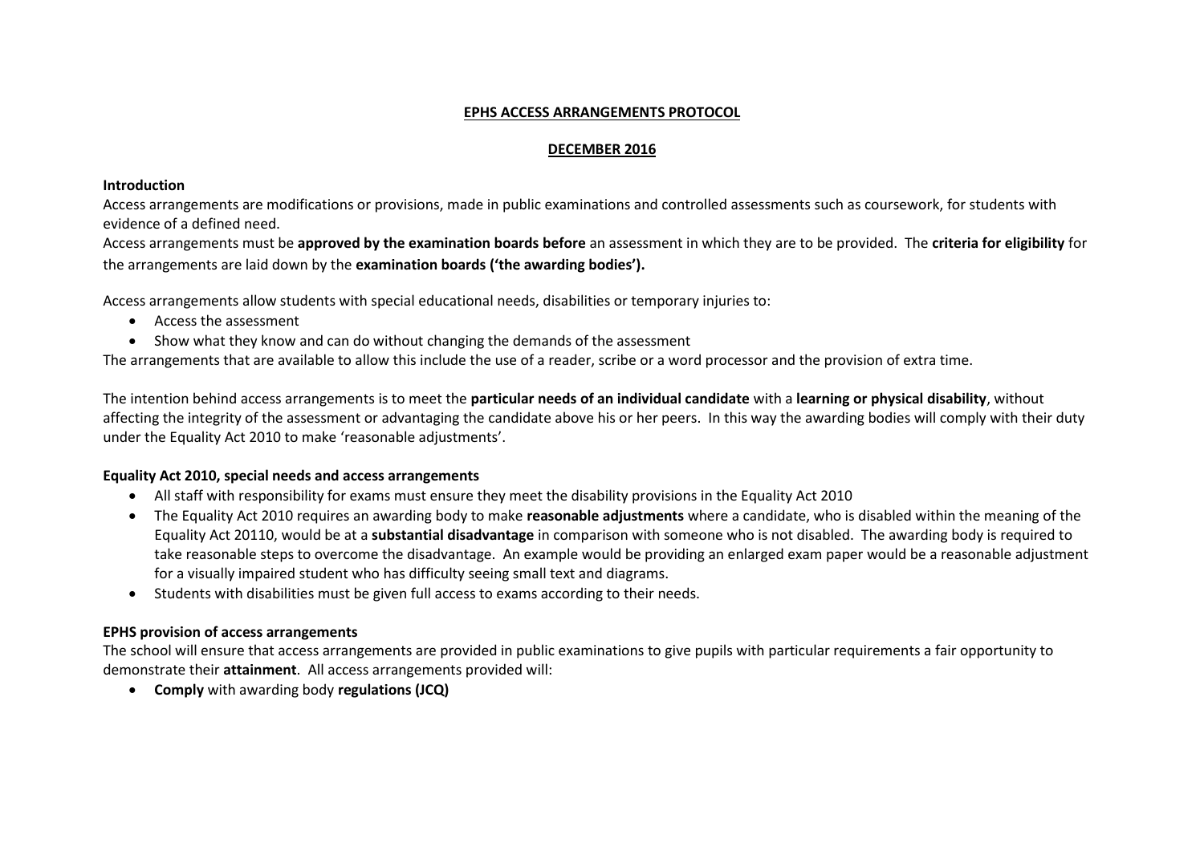# EPHS ACCESS ARRANGEMENTS PROTOCOL

## DECEMBER 2016

**Introduction**

Access arrangements are modifications or provisions, made in public examinations and controlled assessments such as coursework, for students with evidence of a defined need.

Access arrangements must be **approved by the examination boards before** an assessment in which they are to be provided. The **criteria for eligibility** for the arrangements are laid down by the **examination boards ('the awarding bodies').**

Access arrangements allow students with special educational needs, disabilities or temporary injuries to:

- Access the assessment
- Show what they know and can do without changing the demands of the assessment

The arrangements that are available to allow this include the use of a reader, scribe or a word processor and the provision of extra time.

The intention behind access arrangements is to meet the **particular needs of an individual candidate** with a **learning or physical disability**, without affecting the integrity of the assessment or advantaging the candidate above his or her peers. In this way the awarding bodies will comply with their duty under the Equality Act 2010 to make 'reasonable adjustments'.

**Equality Act 2010, special needs and access arrangements**

- All staff with responsibility for exams must ensure they meet the disability provisions in the Equality Act 2010
- The Equality Act 2010 requires an awarding body to make **reasonable adjustments** where a candidate, who is disabled within the meaning of the Equality Act 20110, would be at a **substantial disadvantage** in comparison with someone who is not disabled. The awarding body is required to take reasonable steps to overcome the disadvantage. An example would be providing an enlarged exam paper would be a reasonable adjustment for a visually impaired student who has difficulty seeing small text and diagrams.
- Students with disabilities must be given full access to exams according to their needs.

**EPHS provision of access arrangements**

The school will ensure that access arrangements are provided in public examinations to give pupils with particular requirements a fair opportunity to demonstrate their **attainment**. All access arrangements provided will:

- **Comply** with awarding body **regulations (JCQ)**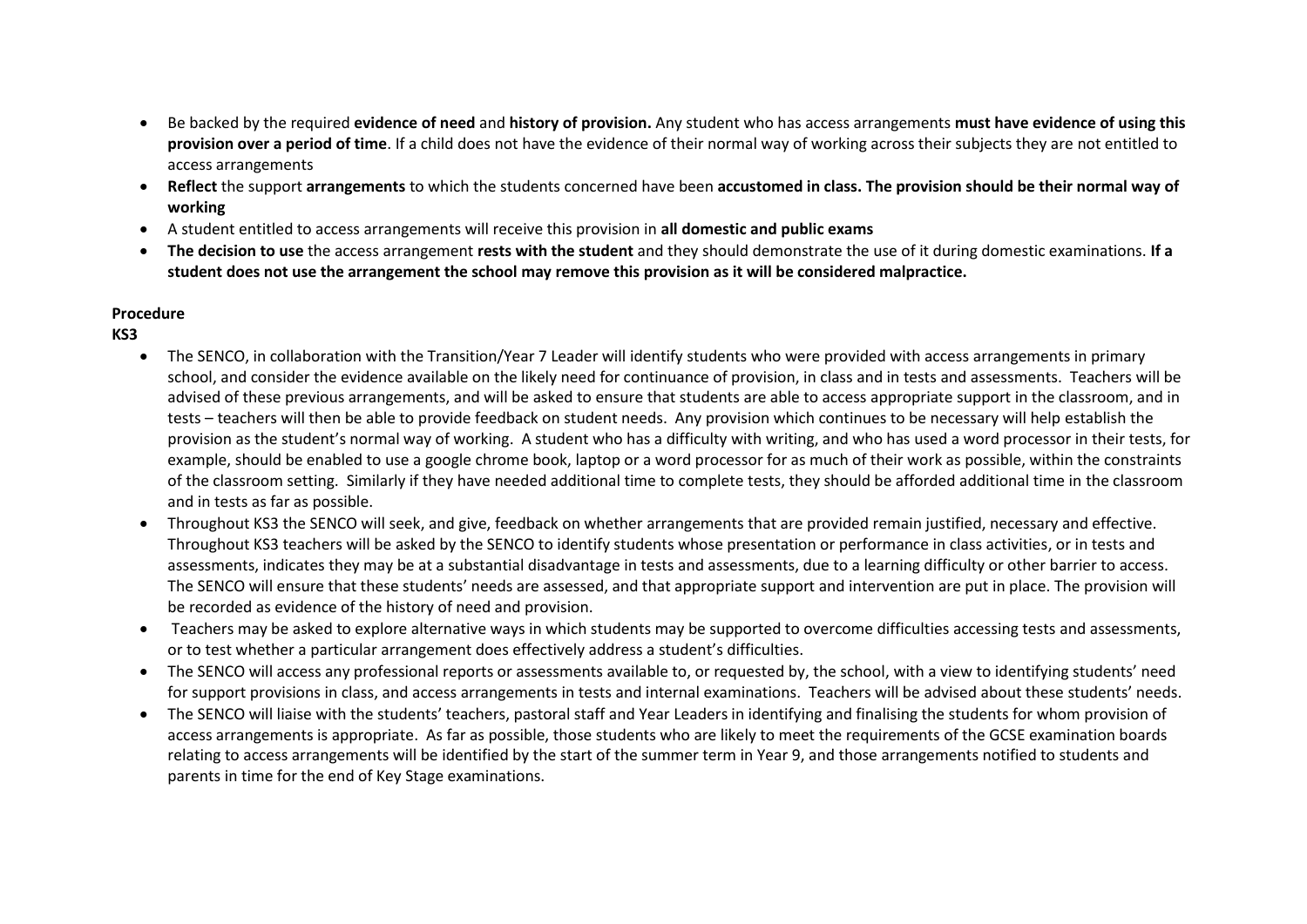- Be backed by the required **evidence of need** and **history of provision.** Any student who has access arrangements **must have evidence of using this provision over a period of time**. If a child does not have the evidence of their normal way of working across their subjects they are not entitled to access arrangements
- **Reflect** the support **arrangements** to which the students concerned have been **accustomed in class. The provision should be their normal way of working**
- A student entitled to access arrangements will receive this provision in **all domestic and public exams**
- **The decision to use** the access arrangement **rests with the student** and they should demonstrate the use of it during domestic examinations. **If a student does not use the arrangement the school may remove this provision as it will be considered malpractice.**

**Procedure**

**KS3**

- The SENCO, in collaboration with the Transition/Year 7 Leader will identify students who were provided with access arrangements in primary school, and consider the evidence available on the likely need for continuance of provision, in class and in tests and assessments. Teachers will be advised of these previous arrangements, and will be asked to ensure that students are able to access appropriate support in the classroom, and in tests – teachers will then be able to provide feedback on student needs. Any provision which continues to be necessary will help establish the provision as the student's normal way of working. A student who has a difficulty with writing, and who has used a word processor in their tests, for example, should be enabled to use a google chrome book, laptop or a word processor for as much of their work as possible, within the constraints of the classroom setting. Similarly if they have needed additional time to complete tests, they should be afforded additional time in the classroom and in tests as far as possible.
- Throughout KS3 the SENCO will seek, and give, feedback on whether arrangements that are provided remain justified, necessary and effective. Throughout KS3 teachers will be asked by the SENCO to identify students whose presentation or performance in class activities, or in tests and assessments, indicates they may be at a substantial disadvantage in tests and assessments, due to a learning difficulty or other barrier to access. The SENCO will ensure that these students' needs are assessed, and that appropriate support and intervention are put in place. The provision will be recorded as evidence of the history of need and provision.
- Teachers may be asked to explore alternative ways in which students may be supported to overcome difficulties accessing tests and assessments, or to test whether a particular arrangement does effectively address a student's difficulties.
- The SENCO will access any professional reports or assessments available to, or requested by, the school, with a view to identifying students' need for support provisions in class, and access arrangements in tests and internal examinations. Teachers will be advised about these students' needs.
- The SENCO will liaise with the students' teachers, pastoral staff and Year Leaders in identifying and finalising the students for whom provision of access arrangements is appropriate. As far as possible, those students who are likely to meet the requirements of the GCSE examination boards relating to access arrangements will be identified by the start of the summer term in Year 9, and those arrangements notified to students and parents in time for the end of Key Stage examinations.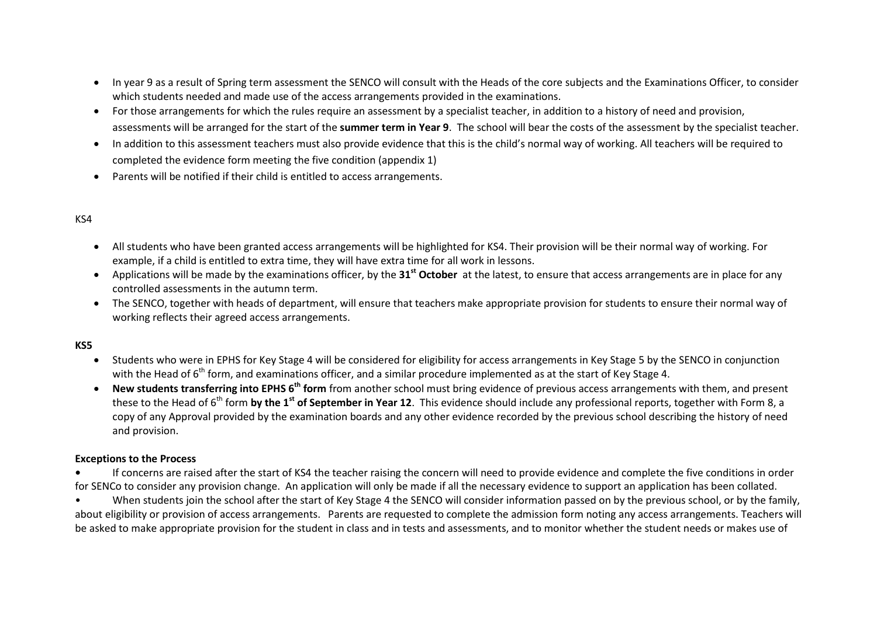- In year 9 as a result of Spring term assessment the SENCO will consult with the Heads of the core subjects and the Examinations Officer, to consider which students needed and made use of the access arrangements provided in the examinations.
- For those arrangements for which the rules require an assessment by a specialist teacher, in addition to a history of need and provision, assessments will be arranged for the start of the **summer term in Year 9**. The school will bear the costs of the assessment by the specialist teacher.
- In addition to this assessment teachers must also provide evidence that this is the child's normal way of working. All teachers will be required to completed the evidence form meeting the five condition (appendix 1)
- Parents will be notified if their child is entitled to access arrangements.

KS4

- All students who have been granted access arrangements will be highlighted for KS4. Their provision will be their normal way of working. For example, if a child is entitled to extra time, they will have extra time for all work in lessons.
- Applications will be made by the examinations officer, by the **31st October** at the latest, to ensure that access arrangements are in place for any controlled assessments in the autumn term.
- The SENCO, together with heads of department, will ensure that teachers make appropriate provision for students to ensure their normal way of working reflects their agreed access arrangements.

**KS5**

- Students who were in EPHS for Key Stage 4 will be considered for eligibility for access arrangements in Key Stage 5 by the SENCO in conjunction with the Head of 6th form, and examinations officer, and a similar procedure implemented as at the start of Key Stage 4.
- **New students transferring into EPHS 6th form** from another school must bring evidence of previous access arrangements with them, and present these to the Head of 6th form **by the 1st of September in Year 12**. This evidence should include any professional reports, together with Form 8, a copy of any Approval provided by the examination boards and any other evidence recorded by the previous school describing the history of need and provision.

**Exceptions to the Process**

- If concerns are raised after the start of KS4 the teacher raising the concern will need to provide evidence and complete the five conditions in order for SENCo to consider any provision change. An application will only be made if all the necessary evidence to support an application has been collated.
- When students join the school after the start of Key Stage 4 the SENCO will consider information passed on by the previous school, or by the family, about eligibility or provision of access arrangements. Parents are requested to complete the admission form noting any access arrangements. Teachers will be asked to make appropriate provision for the student in class and in tests and assessments, and to monitor whether the student needs or makes use of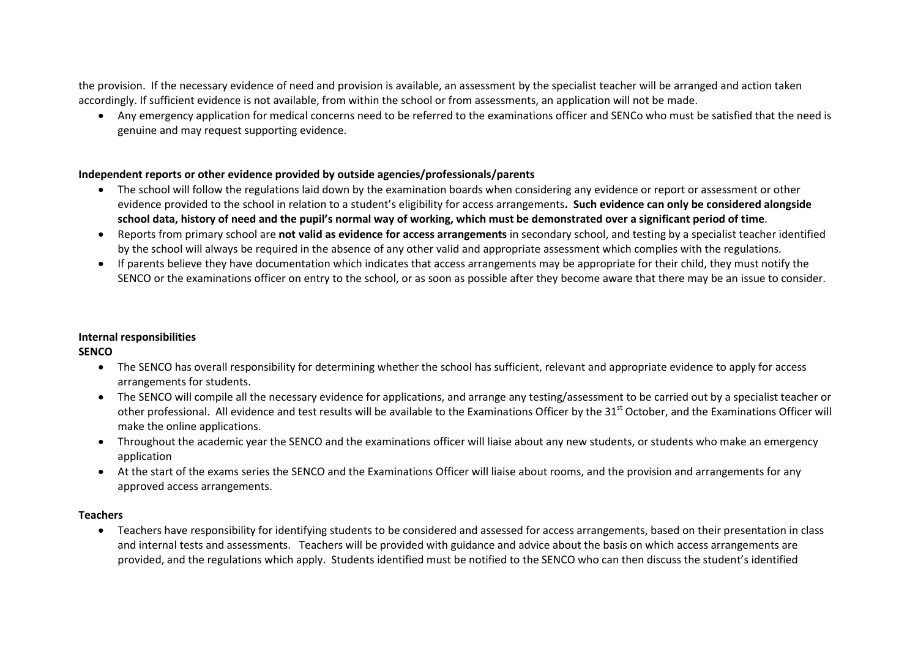the provision. If the necessary evidence of need and provision is available, an assessment by the specialist teacher will be arranged and action taken accordingly. If sufficient evidence is not available, from within the school or from assessments, an application will not be made.

- Any emergency application for medical concerns need to be referred to the examinations officer and SENCo who must be satisfied that the need is genuine and may request supporting evidence.

**Independent reports or other evidence provided by outside agencies/professionals/parents**

- The school will follow the regulations laid down by the examination boards when considering any evidence or report or assessment or other evidence provided to the school in relation to a student's eligibility for access arrangements**. Such evidence can only be considered alongside school data, history of need and the pupil's normal way of working, which must be demonstrated over a significant period of time**.
- Reports from primary school are **not valid as evidence for access arrangements** in secondary school, and testing by a specialist teacher identified by the school will always be required in the absence of any other valid and appropriate assessment which complies with the regulations.
- If parents believe they have documentation which indicates that access arrangements may be appropriate for their child, they must notify the SENCO or the examinations officer on entry to the school, or as soon as possible after they become aware that there may be an issue to consider.

**Internal responsibilities**

**SENCO**

- The SENCO has overall responsibility for determining whether the school has sufficient, relevant and appropriate evidence to apply for access arrangements for students.
- The SENCO will compile all the necessary evidence for applications, and arrange any testing/assessment to be carried out by a specialist teacher or other professional. All evidence and test results will be available to the Examinations Officer by the 31st October, and the Examinations Officer will make the online applications.
- Throughout the academic year the SENCO and the examinations officer will liaise about any new students, or students who make an emergency application
- At the start of the exams series the SENCO and the Examinations Officer will liaise about rooms, and the provision and arrangements for any approved access arrangements.

**Teachers**

- Teachers have responsibility for identifying students to be considered and assessed for access arrangements, based on their presentation in class and internal tests and assessments. Teachers will be provided with guidance and advice about the basis on which access arrangements are provided, and the regulations which apply. Students identified must be notified to the SENCO who can then discuss the student's identified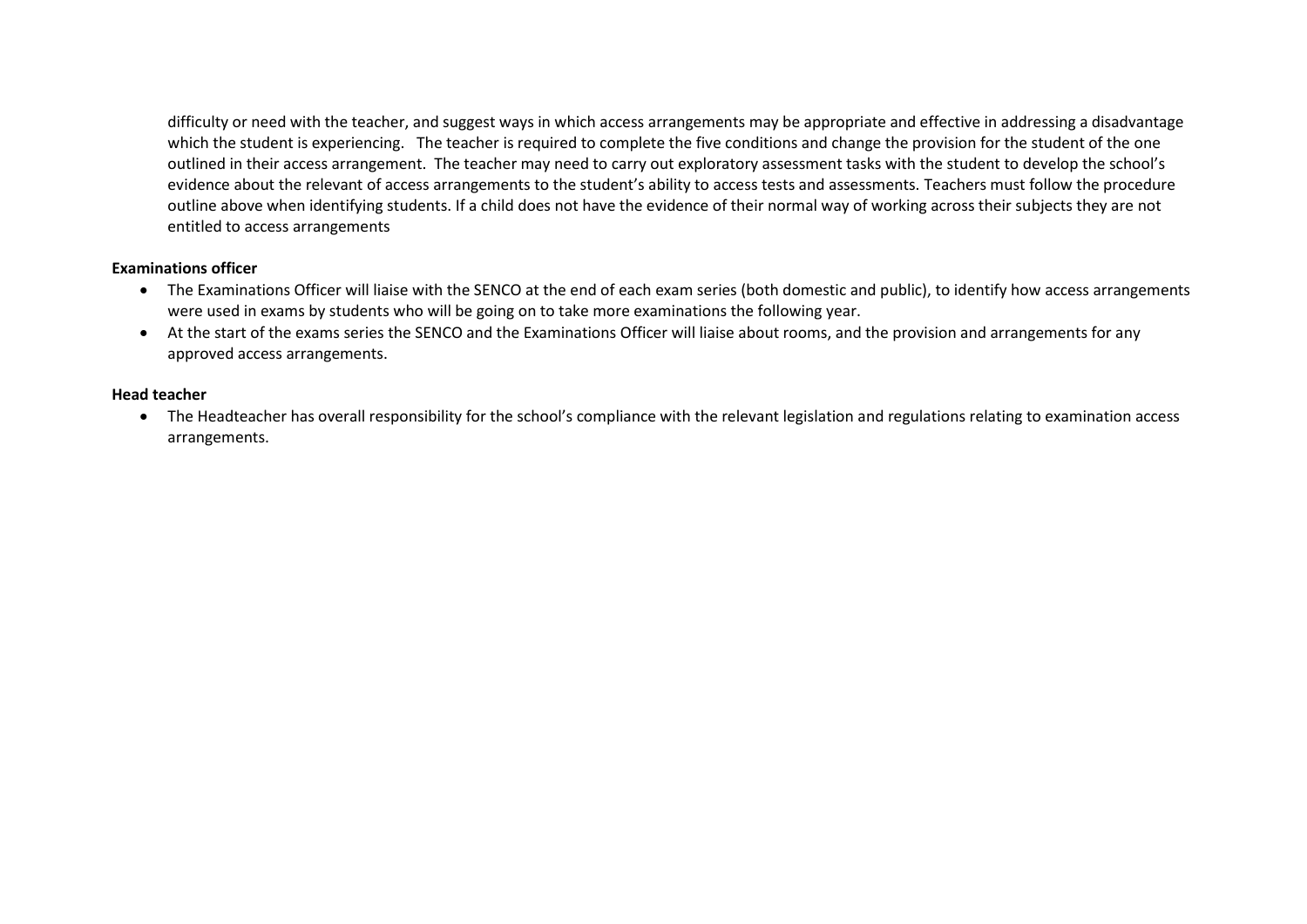difficulty or need with the teacher, and suggest ways in which access arrangements may be appropriate and effective in addressing a disadvantage which the student is experiencing. The teacher is required to complete the five conditions and change the provision for the student of the one outlined in their access arrangement. The teacher may need to carry out exploratory assessment tasks with the student to develop the school's evidence about the relevant of access arrangements to the student's ability to access tests and assessments. Teachers must follow the procedure outline above when identifying students. If a child does not have the evidence of their normal way of working across their subjects they are not entitled to access arrangements

**Examinations officer**

- The Examinations Officer will liaise with the SENCO at the end of each exam series (both domestic and public), to identify how access arrangements were used in exams by students who will be going on to take more examinations the following year.
- At the start of the exams series the SENCO and the Examinations Officer will liaise about rooms, and the provision and arrangements for any approved access arrangements.

**Head teacher**

- The Headteacher has overall responsibility for the school's compliance with the relevant legislation and regulations relating to examination access arrangements.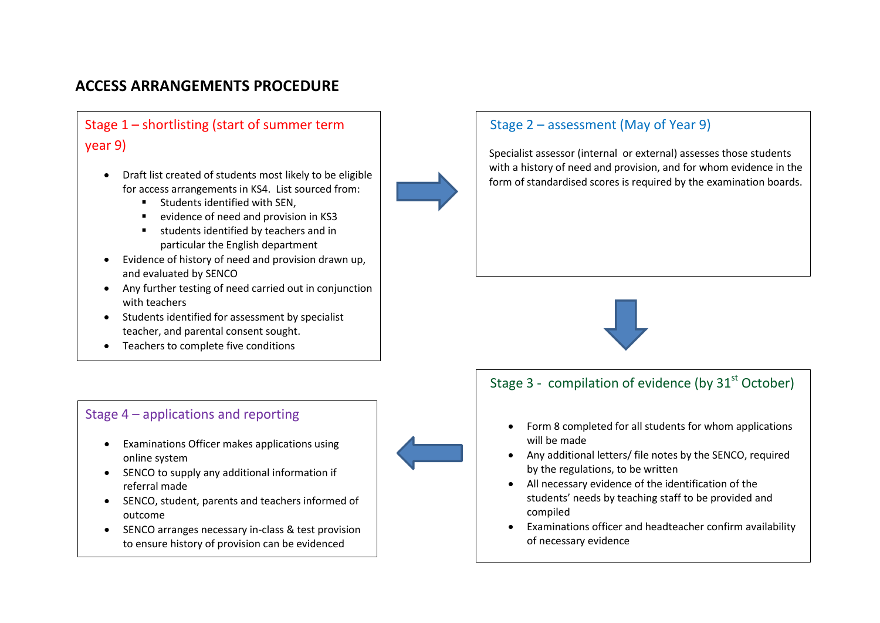# ACCESS ARRANGEMENTS PROCEDURE

## Stage 1 – shortlisting (start of summer term year 9)

- Draft list created of students most likely to be eligible for access arrangements in KS4. List sourced from:
  - Students identified with SEN,
  - evidence of need and provision in KS3
  - students identified by teachers and in particular the English department
- Evidence of history of need and provision drawn up, and evaluated by SENCO
- Any further testing of need carried out in conjunction with teachers
- Students identified for assessment by specialist teacher, and parental consent sought.
- Teachers to complete five conditions

## Stage 2 – assessment (May of Year 9)

Specialist assessor (internal or external) assesses those students with a history of need and provision, and for whom evidence in the form of standardised scores is required by the examination boards.

## Stage 3 - compilation of evidence (by 31st October)

- Form 8 completed for all students for whom applications will be made
- Any additional letters/ file notes by the SENCO, required by the regulations, to be written
- All necessary evidence of the identification of the students' needs by teaching staff to be provided and compiled
- Examinations officer and headteacher confirm availability of necessary evidence

## Stage 4 – applications and reporting

- Examinations Officer makes applications using online system
- SENCO to supply any additional information if referral made
- SENCO, student, parents and teachers informed of outcome
- SENCO arranges necessary in-class & test provision to ensure history of provision can be evidenced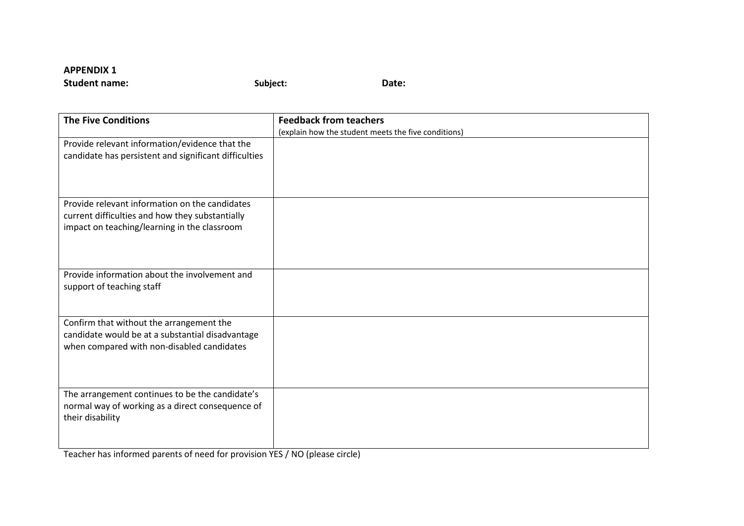**APPENDIX 1**

**Student name:** **Subject:** **Date:**

| **The Five Conditions** | **Feedback from teachers** (explain how the student meets the five conditions) |
|---|---|
| Provide relevant information/evidence that the candidate has persistent and significant difficulties | |
| Provide relevant information on the candidates current difficulties and how they substantially impact on teaching/learning in the classroom | |
| Provide information about the involvement and support of teaching staff | |
| Confirm that without the arrangement the candidate would be at a substantial disadvantage when compared with non-disabled candidates | |
| The arrangement continues to be the candidate's normal way of working as a direct consequence of their disability | |

Teacher has informed parents of need for provision YES / NO (please circle)